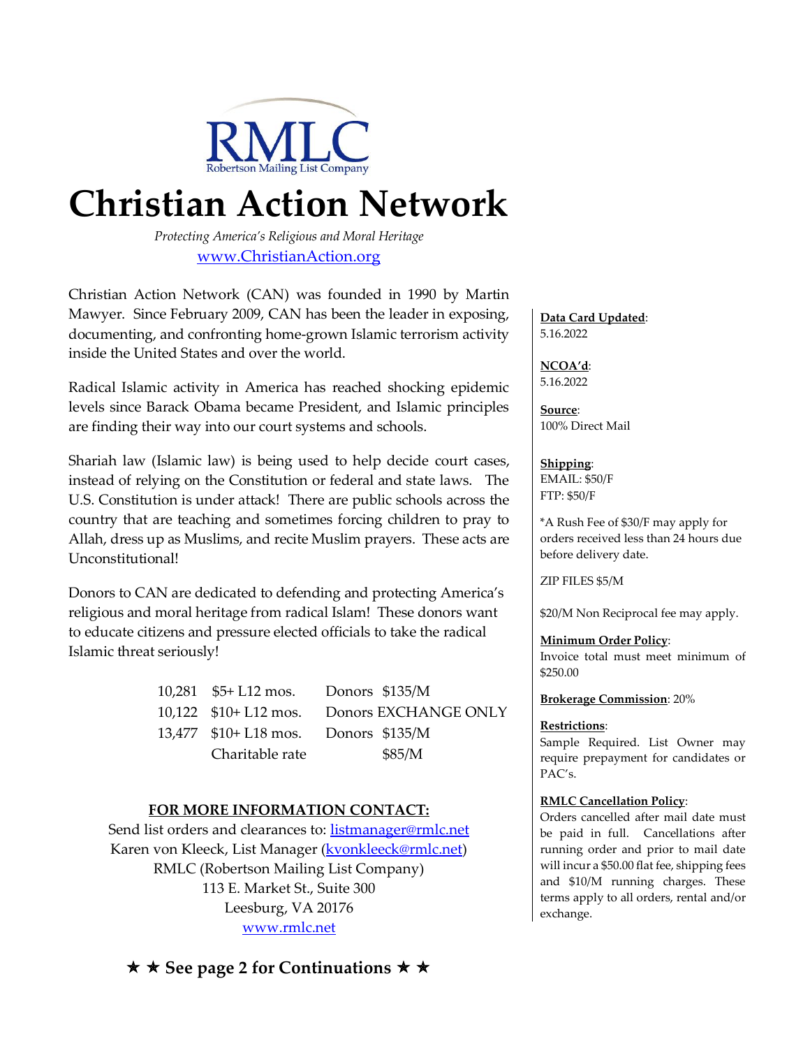RMLC
Robertson Mailing List Company

# Christian Action Network

*Protecting America's Religious and Moral Heritage*

[www.ChristianAction.org](http://www.ChristianAction.org)

Christian Action Network (CAN) was founded in 1990 by Martin Mawyer. Since February 2009, CAN has been the leader in exposing, documenting, and confronting home-grown Islamic terrorism activity inside the United States and over the world.

Radical Islamic activity in America has reached shocking epidemic levels since Barack Obama became President, and Islamic principles are finding their way into our court systems and schools.

Shariah law (Islamic law) is being used to help decide court cases, instead of relying on the Constitution or federal and state laws. The U.S. Constitution is under attack! There are public schools across the country that are teaching and sometimes forcing children to pray to Allah, dress up as Muslims, and recite Muslim prayers. These acts are Unconstitutional!

Donors to CAN are dedicated to defending and protecting America's religious and moral heritage from radical Islam! These donors want to educate citizens and pressure elected officials to take the radical Islamic threat seriously!

| | | | |
|---|---|---|---|
| 10,281 | $5+ L12 mos. | Donors | $135/M |
| 10,122 | $10+ L12 mos. | Donors | EXCHANGE ONLY |
| 13,477 | $10+ L18 mos. | Donors | $135/M |
| | Charitable rate | | $85/M |

**FOR MORE INFORMATION CONTACT:**

Send list orders and clearances to: [listmanager@rmlc.net](mailto:listmanager@rmlc.net)
Karen von Kleeck, List Manager ([kvonkleeck@rmlc.net](mailto:kvonkleeck@rmlc.net))
RMLC (Robertson Mailing List Company)
113 E. Market St., Suite 300
Leesburg, VA 20176
[www.rmlc.net](http://www.rmlc.net)

**★ ★ See page 2 for Continuations ★ ★**

**Data Card Updated**:
5.16.2022

**NCOA'd**:
5.16.2022

**Source**:
100% Direct Mail

**Shipping**:
EMAIL: $50/F
FTP: $50/F

*A Rush Fee of $30/F may apply for orders received less than 24 hours due before delivery date.

ZIP FILES $5/M

$20/M Non Reciprocal fee may apply.

**Minimum Order Policy**:
Invoice total must meet minimum of $250.00

**Brokerage Commission**: 20%

**Restrictions**:
Sample Required. List Owner may require prepayment for candidates or PAC's.

**RMLC Cancellation Policy**:
Orders cancelled after mail date must be paid in full. Cancellations after running order and prior to mail date will incur a $50.00 flat fee, shipping fees and $10/M running charges. These terms apply to all orders, rental and/or exchange.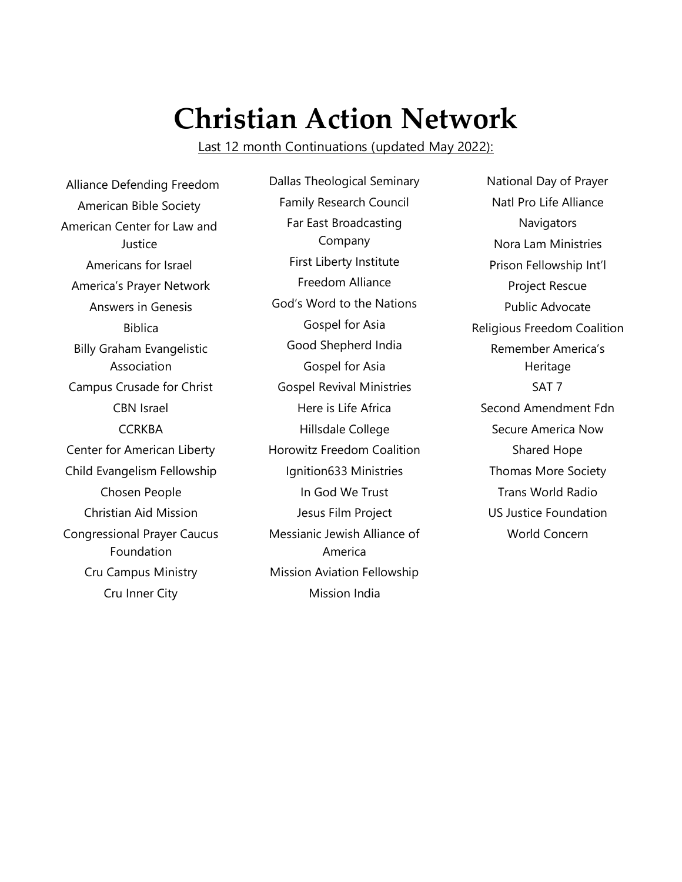# Christian Action Network

Last 12 month Continuations (updated May 2022):

Alliance Defending Freedom
American Bible Society
American Center for Law and Justice
Americans for Israel
America's Prayer Network
Answers in Genesis
Biblica
Billy Graham Evangelistic Association
Campus Crusade for Christ
CBN Israel
CCRKBA
Center for American Liberty
Child Evangelism Fellowship
Chosen People
Christian Aid Mission
Congressional Prayer Caucus Foundation
Cru Campus Ministry
Cru Inner City
Dallas Theological Seminary
Family Research Council
Far East Broadcasting Company
First Liberty Institute
Freedom Alliance
God's Word to the Nations
Gospel for Asia
Good Shepherd India
Gospel for Asia
Gospel Revival Ministries
Here is Life Africa
Hillsdale College
Horowitz Freedom Coalition
Ignition633 Ministries
In God We Trust
Jesus Film Project
Messianic Jewish Alliance of America
Mission Aviation Fellowship
Mission India
National Day of Prayer
Natl Pro Life Alliance
Navigators
Nora Lam Ministries
Prison Fellowship Int'l
Project Rescue
Public Advocate
Religious Freedom Coalition
Remember America's Heritage
SAT 7
Second Amendment Fdn
Secure America Now
Shared Hope
Thomas More Society
Trans World Radio
US Justice Foundation
World Concern